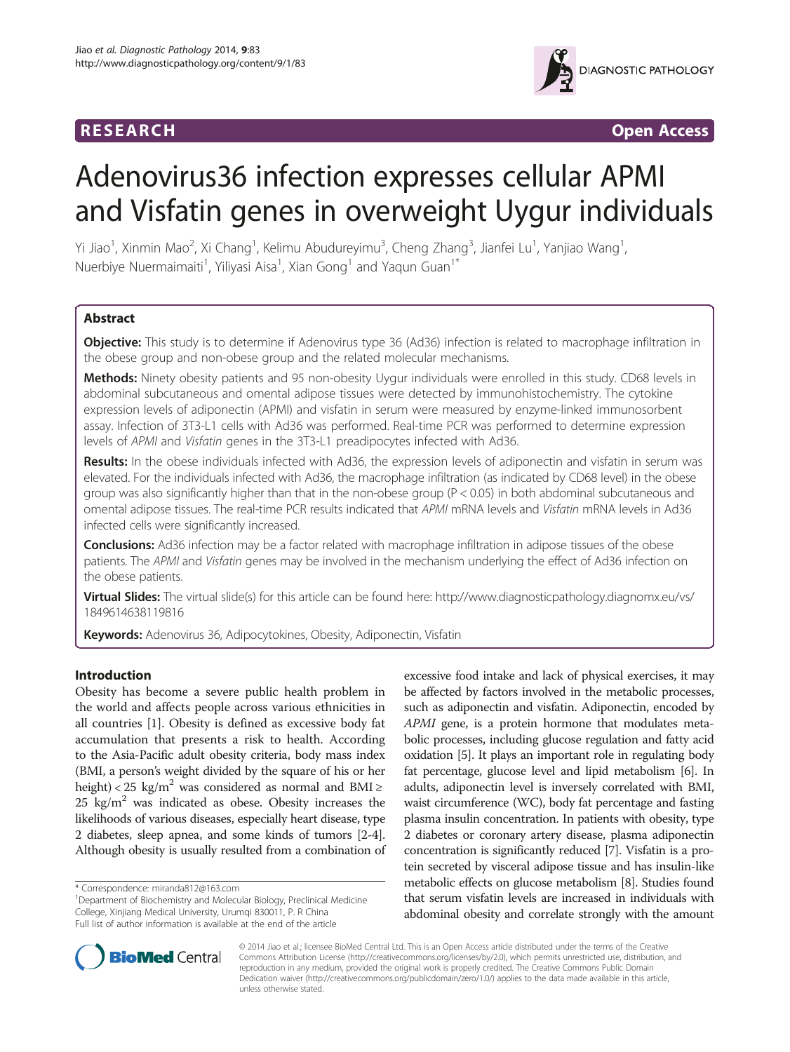RESEARCH Open Access

# Adenovirus36 infection expresses cellular APMI and Visfatin genes in overweight Uygur individuals

Yi Jiao[1], Xinmin Mao[2], Xi Chang[1], Kelimu Abudureyimu[3], Cheng Zhang[3], Jianfei Lu[1], Yanjiao Wang[1], Nuerbiye Nuermaimaiti[1], Yiliyasi Aisa[1], Xian Gong[1] and Yaqun Guan[1*]

## Abstract

**Objective:** This study is to determine if Adenovirus type 36 (Ad36) infection is related to macrophage infiltration in the obese group and non-obese group and the related molecular mechanisms.

**Methods:** Ninety obesity patients and 95 non-obesity Uygur individuals were enrolled in this study. CD68 levels in abdominal subcutaneous and omental adipose tissues were detected by immunohistochemistry. The cytokine expression levels of adiponectin (APMI) and visfatin in serum were measured by enzyme-linked immunosorbent assay. Infection of 3T3-L1 cells with Ad36 was performed. Real-time PCR was performed to determine expression levels of *APMI* and *Visfatin* genes in the 3T3-L1 preadipocytes infected with Ad36.

**Results:** In the obese individuals infected with Ad36, the expression levels of adiponectin and visfatin in serum was elevated. For the individuals infected with Ad36, the macrophage infiltration (as indicated by CD68 level) in the obese group was also significantly higher than that in the non-obese group ($P < 0.05$) in both abdominal subcutaneous and omental adipose tissues. The real-time PCR results indicated that *APMI* mRNA levels and *Visfatin* mRNA levels in Ad36 infected cells were significantly increased.

**Conclusions:** Ad36 infection may be a factor related with macrophage infiltration in adipose tissues of the obese patients. The *APMI* and *Visfatin* genes may be involved in the mechanism underlying the effect of Ad36 infection on the obese patients.

**Virtual Slides:** The virtual slide(s) for this article can be found here: http://www.diagnosticpathology.diagnomx.eu/vs/1849614638119816

**Keywords:** Adenovirus 36, Adipocytokines, Obesity, Adiponectin, Visfatin

## Introduction

Obesity has become a severe public health problem in the world and affects people across various ethnicities in all countries [1]. Obesity is defined as excessive body fat accumulation that presents a risk to health. According to the Asia-Pacific adult obesity criteria, body mass index (BMI, a person's weight divided by the square of his or her height) $< 25$ kg/m$^2$ was considered as normal and BMI $\geq 25$ kg/m$^2$ was indicated as obese. Obesity increases the likelihoods of various diseases, especially heart disease, type 2 diabetes, sleep apnea, and some kinds of tumors [2-4]. Although obesity is usually resulted from a combination of excessive food intake and lack of physical exercises, it may be affected by factors involved in the metabolic processes, such as adiponectin and visfatin. Adiponectin, encoded by *APMI* gene, is a protein hormone that modulates metabolic processes, including glucose regulation and fatty acid oxidation [5]. It plays an important role in regulating body fat percentage, glucose level and lipid metabolism [6]. In adults, adiponectin level is inversely correlated with BMI, waist circumference (WC), body fat percentage and fasting plasma insulin concentration. In patients with obesity, type 2 diabetes or coronary artery disease, plasma adiponectin concentration is significantly reduced [7]. Visfatin is a protein secreted by visceral adipose tissue and has insulin-like metabolic effects on glucose metabolism [8]. Studies found that serum visfatin levels are increased in individuals with abdominal obesity and correlate strongly with the amount

\* Correspondence: miranda812@163.com
[1]Department of Biochemistry and Molecular Biology, Preclinical Medicine College, Xinjiang Medical University, Urumqi 830011, P. R China
Full list of author information is available at the end of the article

© 2014 Jiao et al.; licensee BioMed Central Ltd. This is an Open Access article distributed under the terms of the Creative Commons Attribution License (http://creativecommons.org/licenses/by/2.0), which permits unrestricted use, distribution, and reproduction in any medium, provided the original work is properly credited. The Creative Commons Public Domain Dedication waiver (http://creativecommons.org/publicdomain/zero/1.0/) applies to the data made available in this article, unless otherwise stated.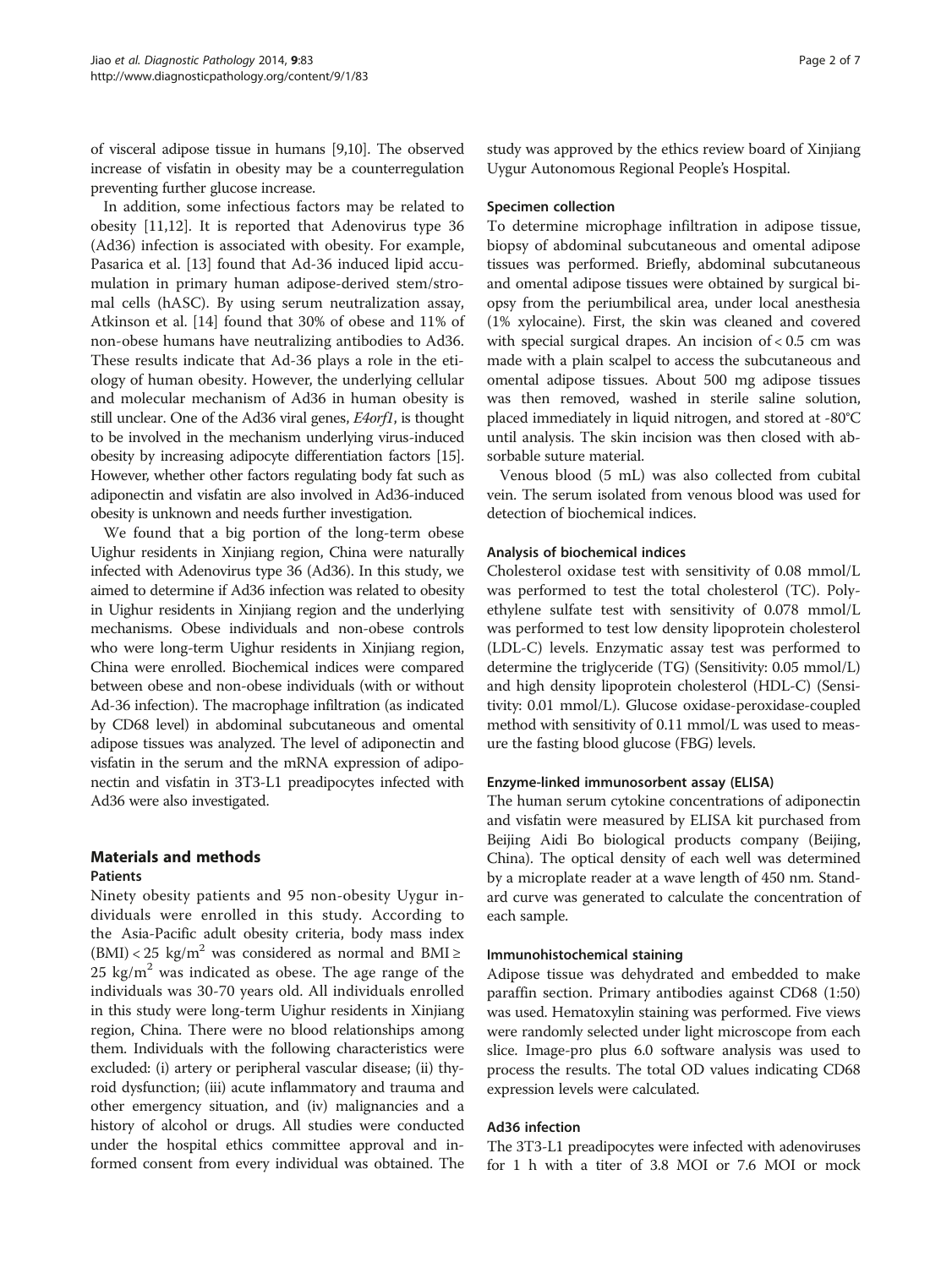of visceral adipose tissue in humans [9,10]. The observed increase of visfatin in obesity may be a counterregulation preventing further glucose increase.

In addition, some infectious factors may be related to obesity [11,12]. It is reported that Adenovirus type 36 (Ad36) infection is associated with obesity. For example, Pasarica et al. [13] found that Ad-36 induced lipid accumulation in primary human adipose-derived stem/stromal cells (hASC). By using serum neutralization assay, Atkinson et al. [14] found that 30% of obese and 11% of non-obese humans have neutralizing antibodies to Ad36. These results indicate that Ad-36 plays a role in the etiology of human obesity. However, the underlying cellular and molecular mechanism of Ad36 in human obesity is still unclear. One of the Ad36 viral genes, *E4orf1*, is thought to be involved in the mechanism underlying virus-induced obesity by increasing adipocyte differentiation factors [15]. However, whether other factors regulating body fat such as adiponectin and visfatin are also involved in Ad36-induced obesity is unknown and needs further investigation.

We found that a big portion of the long-term obese Uighur residents in Xinjiang region, China were naturally infected with Adenovirus type 36 (Ad36). In this study, we aimed to determine if Ad36 infection was related to obesity in Uighur residents in Xinjiang region and the underlying mechanisms. Obese individuals and non-obese controls who were long-term Uighur residents in Xinjiang region, China were enrolled. Biochemical indices were compared between obese and non-obese individuals (with or without Ad-36 infection). The macrophage infiltration (as indicated by CD68 level) in abdominal subcutaneous and omental adipose tissues was analyzed. The level of adiponectin and visfatin in the serum and the mRNA expression of adiponectin and visfatin in 3T3-L1 preadipocytes infected with Ad36 were also investigated.

## Materials and methods

### Patients

Ninety obesity patients and 95 non-obesity Uygur individuals were enrolled in this study. According to the Asia-Pacific adult obesity criteria, body mass index (BMI) < 25 kg/m$^2$ was considered as normal and BMI ≥ 25 kg/m$^2$ was indicated as obese. The age range of the individuals was 30-70 years old. All individuals enrolled in this study were long-term Uighur residents in Xinjiang region, China. There were no blood relationships among them. Individuals with the following characteristics were excluded: (i) artery or peripheral vascular disease; (ii) thyroid dysfunction; (iii) acute inflammatory and trauma and other emergency situation, and (iv) malignancies and a history of alcohol or drugs. All studies were conducted under the hospital ethics committee approval and informed consent from every individual was obtained. The study was approved by the ethics review board of Xinjiang Uygur Autonomous Regional People's Hospital.

### Specimen collection

To determine microphage infiltration in adipose tissue, biopsy of abdominal subcutaneous and omental adipose tissues was performed. Briefly, abdominal subcutaneous and omental adipose tissues were obtained by surgical biopsy from the periumbilical area, under local anesthesia (1% xylocaine). First, the skin was cleaned and covered with special surgical drapes. An incision of < 0.5 cm was made with a plain scalpel to access the subcutaneous and omental adipose tissues. About 500 mg adipose tissues was then removed, washed in sterile saline solution, placed immediately in liquid nitrogen, and stored at -80°C until analysis. The skin incision was then closed with absorbable suture material.

Venous blood (5 mL) was also collected from cubital vein. The serum isolated from venous blood was used for detection of biochemical indices.

### Analysis of biochemical indices

Cholesterol oxidase test with sensitivity of 0.08 mmol/L was performed to test the total cholesterol (TC). Polyethylene sulfate test with sensitivity of 0.078 mmol/L was performed to test low density lipoprotein cholesterol (LDL-C) levels. Enzymatic assay test was performed to determine the triglyceride (TG) (Sensitivity: 0.05 mmol/L) and high density lipoprotein cholesterol (HDL-C) (Sensitivity: 0.01 mmol/L). Glucose oxidase-peroxidase-coupled method with sensitivity of 0.11 mmol/L was used to measure the fasting blood glucose (FBG) levels.

### Enzyme-linked immunosorbent assay (ELISA)

The human serum cytokine concentrations of adiponectin and visfatin were measured by ELISA kit purchased from Beijing Aidi Bo biological products company (Beijing, China). The optical density of each well was determined by a microplate reader at a wave length of 450 nm. Standard curve was generated to calculate the concentration of each sample.

### Immunohistochemical staining

Adipose tissue was dehydrated and embedded to make paraffin section. Primary antibodies against CD68 (1:50) was used. Hematoxylin staining was performed. Five views were randomly selected under light microscope from each slice. Image-pro plus 6.0 software analysis was used to process the results. The total OD values indicating CD68 expression levels were calculated.

### Ad36 infection

The 3T3-L1 preadipocytes were infected with adenoviruses for 1 h with a titer of 3.8 MOI or 7.6 MOI or mock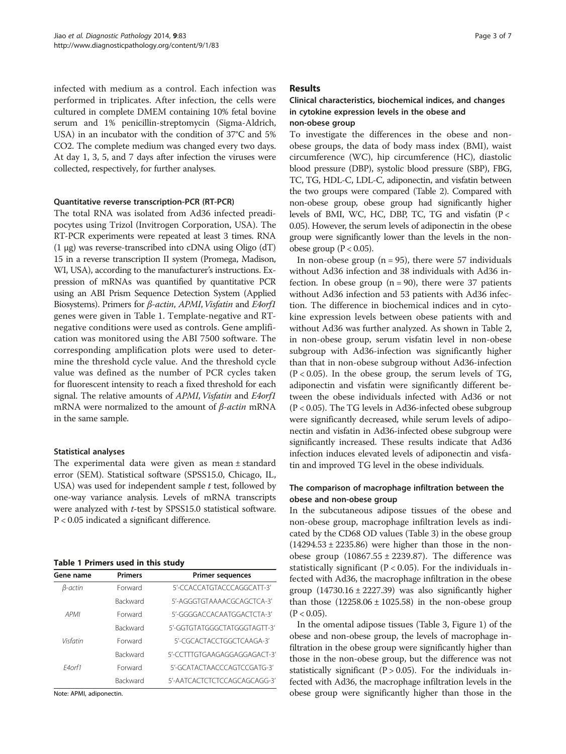infected with medium as a control. Each infection was performed in triplicates. After infection, the cells were cultured in complete DMEM containing 10% fetal bovine serum and 1% penicillin-streptomycin (Sigma-Aldrich, USA) in an incubator with the condition of 37°C and 5% CO2. The complete medium was changed every two days. At day 1, 3, 5, and 7 days after infection the viruses were collected, respectively, for further analyses.

#### Quantitative reverse transcription-PCR (RT-PCR)

The total RNA was isolated from Ad36 infected preadipocytes using Trizol (Invitrogen Corporation, USA). The RT-PCR experiments were repeated at least 3 times. RNA (1 μg) was reverse-transcribed into cDNA using Oligo (dT) 15 in a reverse transcription II system (Promega, Madison, WI, USA), according to the manufacturer's instructions. Expression of mRNAs was quantified by quantitative PCR using an ABI Prism Sequence Detection System (Applied Biosystems). Primers for *β-actin*, *APMI*, *Visfatin* and *E4orf1* genes were given in Table 1. Template-negative and RT-negative conditions were used as controls. Gene amplification was monitored using the ABI 7500 software. The corresponding amplification plots were used to determine the threshold cycle value. And the threshold cycle value was defined as the number of PCR cycles taken for fluorescent intensity to reach a fixed threshold for each signal. The relative amounts of *APMI*, *Visfatin* and *E4orf1* mRNA were normalized to the amount of *β-actin* mRNA in the same sample.

#### Statistical analyses

The experimental data were given as mean ± standard error (SEM). Statistical software (SPSS15.0, Chicago, IL, USA) was used for independent sample *t* test, followed by one-way variance analysis. Levels of mRNA transcripts were analyzed with *t*-test by SPSS15.0 statistical software. $P < 0.05$ indicated a significant difference.

**Table 1 Primers used in this study**

| Gene name | Primers | Primer sequences |
|---|---|---|
| *β-actin* | Forward | 5′-CCACCATGTACCCAGGCATT-3′ |
| | Backward | 5′-AGGGTGTAAAACGCAGCTCA-3′ |
| *APMI* | Forward | 5′-GGGGACCACAATGGACTCTA-3′ |
| | Backward | 5′-GGTGTATGGGCTATGGGTAGTT-3′ |
| *Visfatin* | Forward | 5′-CGCACTACCTGGCTCAAGA-3′ |
| | Backward | 5′-CCTTTGTGAAGAGGAGGAGACT-3′ |
| *E4orf1* | Forward | 5′-GCATACTAACCCAGTCCGATG-3′ |
| | Backward | 5′-AATCACTCTCTCCAGCAGCAGG-3′ |

Note: APMI, adiponectin.

## Results

### Clinical characteristics, biochemical indices, and changes in cytokine expression levels in the obese and non-obese group

To investigate the differences in the obese and non-obese groups, the data of body mass index (BMI), waist circumference (WC), hip circumference (HC), diastolic blood pressure (DBP), systolic blood pressure (SBP), FBG, TC, TG, HDL-C, LDL-C, adiponectin, and visfatin between the two groups were compared (Table 2). Compared with non-obese group, obese group had significantly higher levels of BMI, WC, HC, DBP, TC, TG and visfatin ($P < 0.05$). However, the serum levels of adiponectin in the obese group were significantly lower than the levels in the non-obese group ($P < 0.05$).

In non-obese group ($n = 95$), there were 57 individuals without Ad36 infection and 38 individuals with Ad36 infection. In obese group ($n = 90$), there were 37 patients without Ad36 infection and 53 patients with Ad36 infection. The difference in biochemical indices and in cytokine expression levels between obese patients with and without Ad36 was further analyzed. As shown in Table 2, in non-obese group, serum visfatin level in non-obese subgroup with Ad36-infection was significantly higher than that in non-obese subgroup without Ad36-infection ($P < 0.05$). In the obese group, the serum levels of TG, adiponectin and visfatin were significantly different between the obese individuals infected with Ad36 or not ($P < 0.05$). The TG levels in Ad36-infected obese subgroup were significantly decreased, while serum levels of adiponectin and visfatin in Ad36-infected obese subgroup were significantly increased. These results indicate that Ad36 infection induces elevated levels of adiponectin and visfatin and improved TG level in the obese individuals.

### The comparison of macrophage infiltration between the obese and non-obese group

In the subcutaneous adipose tissues of the obese and non-obese group, macrophage infiltration levels as indicated by the CD68 OD values (Table 3) in the obese group (14294.53 ± 2235.86) were higher than those in the non-obese group (10867.55 ± 2239.87). The difference was statistically significant ($P < 0.05$). For the individuals infected with Ad36, the macrophage infiltration in the obese group (14730.16 ± 2227.39) was also significantly higher than those (12258.06 ± 1025.58) in the non-obese group ($P < 0.05$).

In the omental adipose tissues (Table 3, Figure 1) of the obese and non-obese group, the levels of macrophage infiltration in the obese group were significantly higher than those in the non-obese group, but the difference was not statistically significant ($P > 0.05$). For the individuals infected with Ad36, the macrophage infiltration levels in the obese group were significantly higher than those in the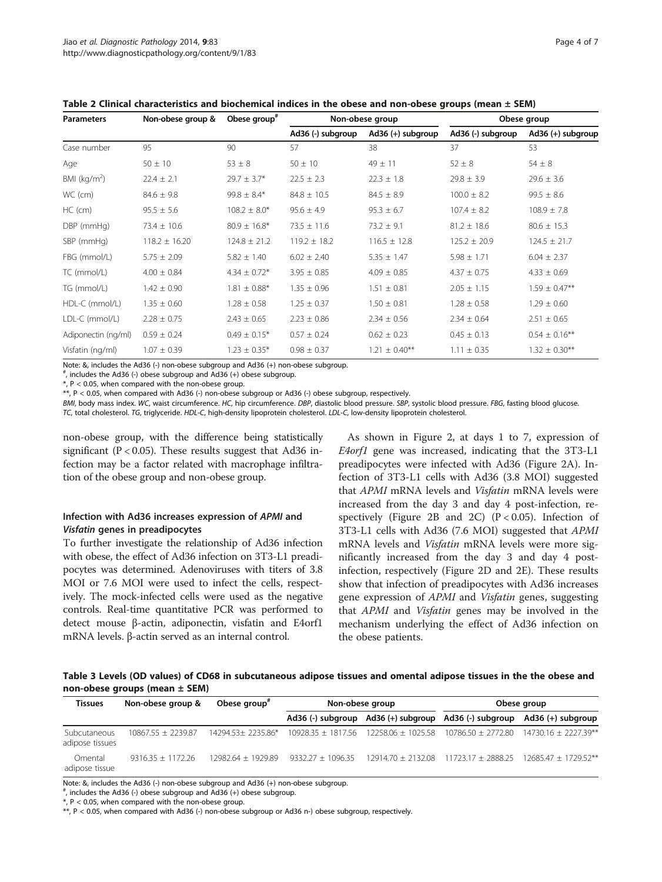**Table 2 Clinical characteristics and biochemical indices in the obese and non-obese groups (mean ± SEM)**

| Parameters | Non-obese group & | Obese group[#] | Non-obese group | | Obese group | |
|---|---|---|---|---|---|---|
| | | | Ad36 (-) subgroup | Ad36 (+) subgroup | Ad36 (-) subgroup | Ad36 (+) subgroup |
| Case number | 95 | 90 | 57 | 38 | 37 | 53 |
| Age | 50 ± 10 | 53 ± 8 | 50 ± 10 | 49 ± 11 | 52 ± 8 | 54 ± 8 |
| BMI ($kg/m^2$) | 22.4 ± 2.1 | 29.7 ± 3.7* | 22.5 ± 2.3 | 22.3 ± 1.8 | 29.8 ± 3.9 | 29.6 ± 3.6 |
| WC (cm) | 84.6 ± 9.8 | 99.8 ± 8.4* | 84.8 ± 10.5 | 84.5 ± 8.9 | 100.0 ± 8.2 | 99.5 ± 8.6 |
| HC (cm) | 95.5 ± 5.6 | 108.2 ± 8.0* | 95.6 ± 4.9 | 95.3 ± 6.7 | 107.4 ± 8.2 | 108.9 ± 7.8 |
| DBP (mmHg) | 73.4 ± 10.6 | 80.9 ± 16.8* | 73.5 ± 11.6 | 73.2 ± 9.1 | 81.2 ± 18.6 | 80.6 ± 15.3 |
| SBP (mmHg) | 118.2 ± 16.20 | 124.8 ± 21.2 | 119.2 ± 18.2 | 116.5 ± 12.8 | 125.2 ± 20.9 | 124.5 ± 21.7 |
| FBG (mmol/L) | 5.75 ± 2.09 | 5.82 ± 1.40 | 6.02 ± 2.40 | 5.35 ± 1.47 | 5.98 ± 1.71 | 6.04 ± 2.37 |
| TC (mmol/L) | 4.00 ± 0.84 | 4.34 ± 0.72* | 3.95 ± 0.85 | 4.09 ± 0.85 | 4.37 ± 0.75 | 4.33 ± 0.69 |
| TG (mmol/L) | 1.42 ± 0.90 | 1.81 ± 0.88* | 1.35 ± 0.96 | 1.51 ± 0.81 | 2.05 ± 1.15 | 1.59 ± 0.47** |
| HDL-C (mmol/L) | 1.35 ± 0.60 | 1.28 ± 0.58 | 1.25 ± 0.37 | 1.50 ± 0.81 | 1.28 ± 0.58 | 1.29 ± 0.60 |
| LDL-C (mmol/L) | 2.28 ± 0.75 | 2.43 ± 0.65 | 2.23 ± 0.86 | 2.34 ± 0.56 | 2.34 ± 0.64 | 2.51 ± 0.65 |
| Adiponectin (ng/ml) | 0.59 ± 0.24 | 0.49 ± 0.15* | 0.57 ± 0.24 | 0.62 ± 0.23 | 0.45 ± 0.13 | 0.54 ± 0.16** |
| Visfatin (ng/ml) | 1.07 ± 0.39 | 1.23 ± 0.35* | 0.98 ± 0.37 | 1.21 ± 0.40** | 1.11 ± 0.35 | 1.32 ± 0.30** |

Note: &, includes the Ad36 (-) non-obese subgroup and Ad36 (+) non-obese subgroup.
#, includes the Ad36 (-) obese subgroup and Ad36 (+) obese subgroup.
*, P < 0.05, when compared with the non-obese group.
**, P < 0.05, when compared with Ad36 (-) non-obese subgroup or Ad36 (-) obese subgroup, respectively.
*BMI*, body mass index. *WC*, waist circumference. *HC*, hip circumference. *DBP*, diastolic blood pressure. *SBP*, systolic blood pressure. *FBG*, fasting blood glucose. *TC*, total cholesterol. *TG*, triglyceride. *HDL-C*, high-density lipoprotein cholesterol. *LDL-C*, low-density lipoprotein cholesterol.

non-obese group, with the difference being statistically significant ($P < 0.05$). These results suggest that Ad36 infection may be a factor related with macrophage infiltration of the obese group and non-obese group.

### Infection with Ad36 increases expression of *APMI* and *Visfatin* genes in preadipocytes

To further investigate the relationship of Ad36 infection with obese, the effect of Ad36 infection on 3T3-L1 preadipocytes was determined. Adenoviruses with titers of 3.8 MOI or 7.6 MOI were used to infect the cells, respectively. The mock-infected cells were used as the negative controls. Real-time quantitative PCR was performed to detect mouse β-actin, adiponectin, visfatin and E4orf1 mRNA levels. β-actin served as an internal control.

As shown in Figure 2, at days 1 to 7, expression of *E4orf1* gene was increased, indicating that the 3T3-L1 preadipocytes were infected with Ad36 (Figure 2A). Infection of 3T3-L1 cells with Ad36 (3.8 MOI) suggested that *APMI* mRNA levels and *Visfatin* mRNA levels were increased from the day 3 and day 4 post-infection, respectively (Figure 2B and 2C) ($P < 0.05$). Infection of 3T3-L1 cells with Ad36 (7.6 MOI) suggested that *APMI* mRNA levels and *Visfatin* mRNA levels were more significantly increased from the day 3 and day 4 post-infection, respectively (Figure 2D and 2E). These results show that infection of preadipocytes with Ad36 increases gene expression of *APMI* and *Visfatin* genes, suggesting that *APMI* and *Visfatin* genes may be involved in the mechanism underlying the effect of Ad36 infection on the obese patients.

**Table 3 Levels (OD values) of CD68 in subcutaneous adipose tissues and omental adipose tissues in the the obese and non-obese groups (mean ± SEM)**

| Tissues | Non-obese group & | Obese group[#] | Non-obese group | | Obese group | |
|---|---|---|---|---|---|---|
| | | | Ad36 (-) subgroup | Ad36 (+) subgroup | Ad36 (-) subgroup | Ad36 (+) subgroup |
| Subcutaneous adipose tissues | 10867.55 ± 2239.87 | 14294.53± 2235.86* | 10928.35 ± 1817.56 | 12258.06 ± 1025.58 | 10786.50 ± 2772.80 | 14730.16 ± 2227.39** |
| Omental adipose tissue | 9316.35 ± 1172.26 | 12982.64 ± 1929.89 | 9332.27 ± 1096.35 | 12914.70 ± 2132.08 | 11723.17 ± 2888.25 | 12685.47 ± 1729.52** |

Note: &, includes the Ad36 (-) non-obese subgroup and Ad36 (+) non-obese subgroup.
#, includes the Ad36 (-) obese subgroup and Ad36 (+) obese subgroup.
*, P < 0.05, when compared with the non-obese group.
**, P < 0.05, when compared with Ad36 (-) non-obese subgroup or Ad36 n-) obese subgroup, respectively.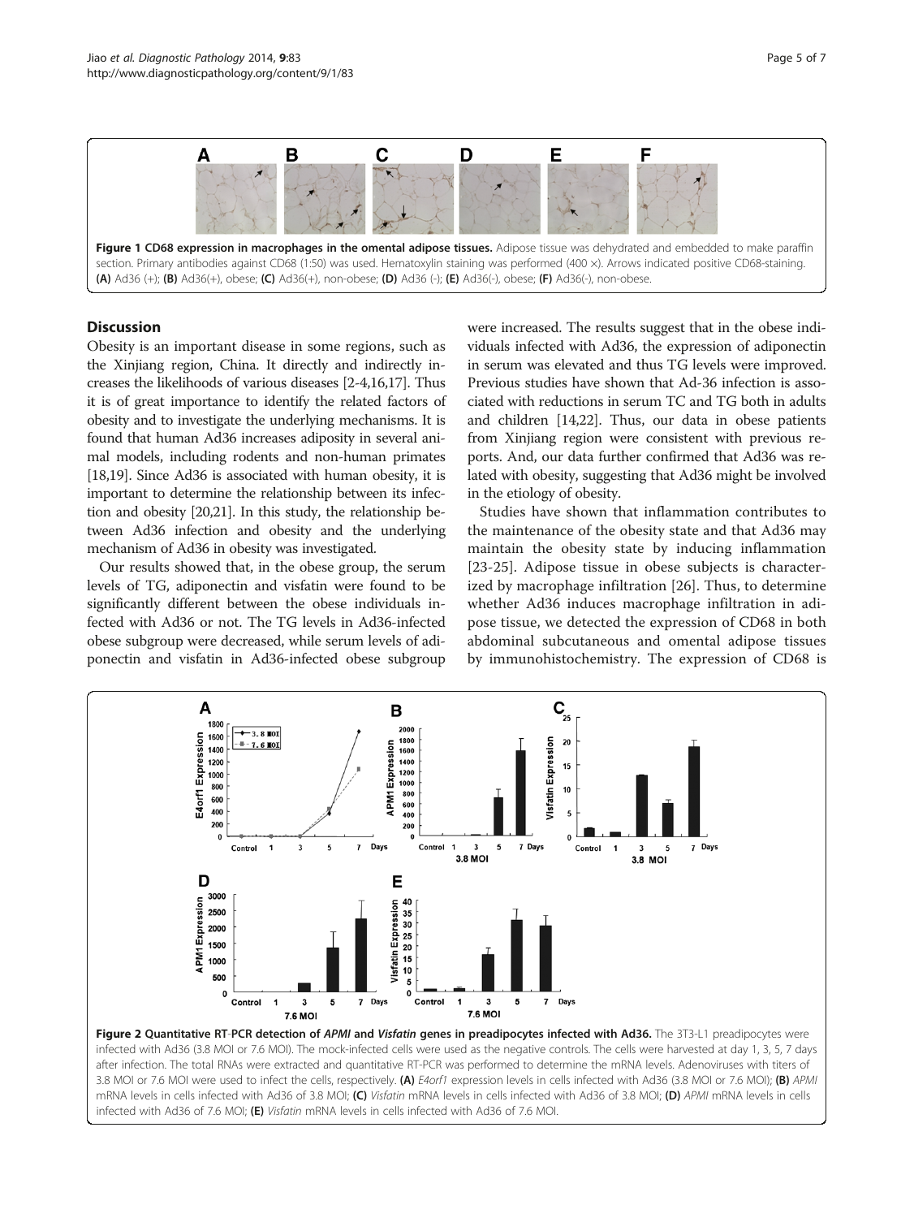Figure 1 CD68 expression in macrophages in the omental adipose tissues. Adipose tissue was dehydrated and embedded to make paraffin section. Primary antibodies against CD68 (1:50) was used. Hematoxylin staining was performed (400 ×). Arrows indicated positive CD68-staining. (A) Ad36 (+); (B) Ad36(+), obese; (C) Ad36(+), non-obese; (D) Ad36 (-); (E) Ad36(-), obese; (F) Ad36(-), non-obese.

## Discussion

Obesity is an important disease in some regions, such as the Xinjiang region, China. It directly and indirectly increases the likelihoods of various diseases [2-4,16,17]. Thus it is of great importance to identify the related factors of obesity and to investigate the underlying mechanisms. It is found that human Ad36 increases adiposity in several animal models, including rodents and non-human primates [18,19]. Since Ad36 is associated with human obesity, it is important to determine the relationship between its infection and obesity [20,21]. In this study, the relationship between Ad36 infection and obesity and the underlying mechanism of Ad36 in obesity was investigated.

Our results showed that, in the obese group, the serum levels of TG, adiponectin and visfatin were found to be significantly different between the obese individuals infected with Ad36 or not. The TG levels in Ad36-infected obese subgroup were decreased, while serum levels of adiponectin and visfatin in Ad36-infected obese subgroup were increased. The results suggest that in the obese individuals infected with Ad36, the expression of adiponectin in serum was elevated and thus TG levels were improved. Previous studies have shown that Ad-36 infection is associated with reductions in serum TC and TG both in adults and children [14,22]. Thus, our data in obese patients from Xinjiang region were consistent with previous reports. And, our data further confirmed that Ad36 was related with obesity, suggesting that Ad36 might be involved in the etiology of obesity.

Studies have shown that inflammation contributes to the maintenance of the obesity state and that Ad36 may maintain the obesity state by inducing inflammation [23-25]. Adipose tissue in obese subjects is characterized by macrophage infiltration [26]. Thus, to determine whether Ad36 induces macrophage infiltration in adipose tissue, we detected the expression of CD68 in both abdominal subcutaneous and omental adipose tissues by immunohistochemistry. The expression of CD68 is

Figure 2 Quantitative RT-PCR detection of *APMI* and *Visfatin* genes in preadipocytes infected with Ad36. The 3T3-L1 preadipocytes were infected with Ad36 (3.8 MOI or 7.6 MOI). The mock-infected cells were used as the negative controls. The cells were harvested at day 1, 3, 5, 7 days after infection. The total RNAs were extracted and quantitative RT-PCR was performed to determine the mRNA levels. Adenoviruses with titers of 3.8 MOI or 7.6 MOI were used to infect the cells, respectively. (A) *E4orf1* expression levels in cells infected with Ad36 (3.8 MOI or 7.6 MOI); (B) *APMI* mRNA levels in cells infected with Ad36 of 3.8 MOI; (C) *Visfatin* mRNA levels in cells infected with Ad36 of 3.8 MOI; (D) *APMI* mRNA levels in cells infected with Ad36 of 7.6 MOI; (E) *Visfatin* mRNA levels in cells infected with Ad36 of 7.6 MOI.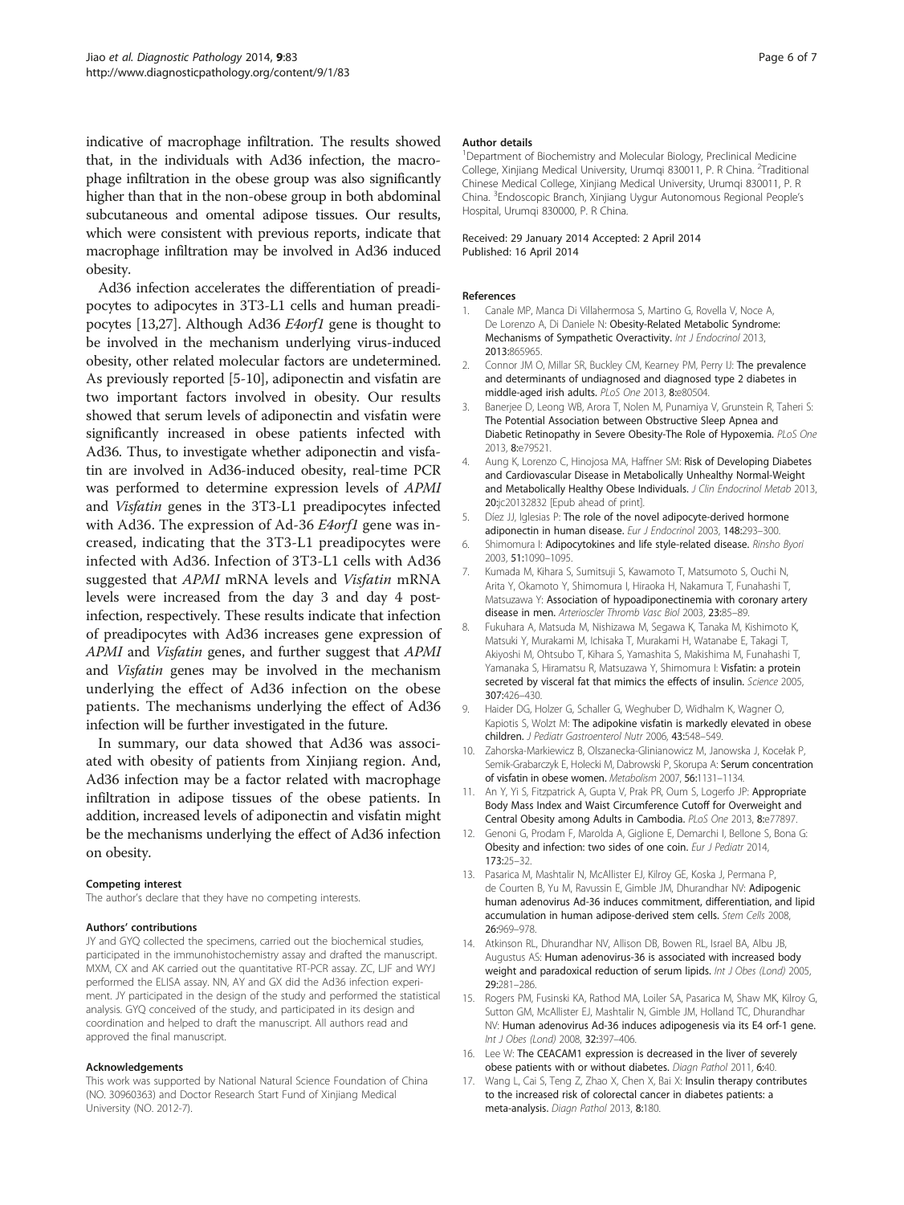indicative of macrophage infiltration. The results showed that, in the individuals with Ad36 infection, the macrophage infiltration in the obese group was also significantly higher than that in the non-obese group in both abdominal subcutaneous and omental adipose tissues. Our results, which were consistent with previous reports, indicate that macrophage infiltration may be involved in Ad36 induced obesity.

Ad36 infection accelerates the differentiation of preadipocytes to adipocytes in 3T3-L1 cells and human preadipocytes [13,27]. Although Ad36 *E4orf1* gene is thought to be involved in the mechanism underlying virus-induced obesity, other related molecular factors are undetermined. As previously reported [5-10], adiponectin and visfatin are two important factors involved in obesity. Our results showed that serum levels of adiponectin and visfatin were significantly increased in obese patients infected with Ad36. Thus, to investigate whether adiponectin and visfatin are involved in Ad36-induced obesity, real-time PCR was performed to determine expression levels of *APMI* and *Visfatin* genes in the 3T3-L1 preadipocytes infected with Ad36. The expression of Ad-36 *E4orf1* gene was increased, indicating that the 3T3-L1 preadipocytes were infected with Ad36. Infection of 3T3-L1 cells with Ad36 suggested that *APMI* mRNA levels and *Visfatin* mRNA levels were increased from the day 3 and day 4 post-infection, respectively. These results indicate that infection of preadipocytes with Ad36 increases gene expression of *APMI* and *Visfatin* genes, and further suggest that *APMI* and *Visfatin* genes may be involved in the mechanism underlying the effect of Ad36 infection on the obese patients. The mechanisms underlying the effect of Ad36 infection will be further investigated in the future.

In summary, our data showed that Ad36 was associated with obesity of patients from Xinjiang region. And, Ad36 infection may be a factor related with macrophage infiltration in adipose tissues of the obese patients. In addition, increased levels of adiponectin and visfatin might be the mechanisms underlying the effect of Ad36 infection on obesity.

#### Competing interest

The author's declare that they have no competing interests.

#### Authors' contributions

JY and GYQ collected the specimens, carried out the biochemical studies, participated in the immunohistochemistry assay and drafted the manuscript. MXM, CX and AK carried out the quantitative RT-PCR assay. ZC, LJF and WYJ performed the ELISA assay. NN, AY and GX did the Ad36 infection experiment. JY participated in the design of the study and performed the statistical analysis. GYQ conceived of the study, and participated in its design and coordination and helped to draft the manuscript. All authors read and approved the final manuscript.

#### Acknowledgements

This work was supported by National Natural Science Foundation of China (NO. 30960363) and Doctor Research Start Fund of Xinjiang Medical University (NO. 2012-7).

#### Author details

[1]Department of Biochemistry and Molecular Biology, Preclinical Medicine College, Xinjiang Medical University, Urumqi 830011, P. R China. [2]Traditional Chinese Medical College, Xinjiang Medical University, Urumqi 830011, P. R China. [3]Endoscopic Branch, Xinjiang Uygur Autonomous Regional People's Hospital, Urumqi 830000, P. R China.

Received: 29 January 2014 Accepted: 2 April 2014
Published: 16 April 2014

#### References

1. Canale MP, Manca Di Villahermosa S, Martino G, Rovella V, Noce A, De Lorenzo A, Di Daniele N: **Obesity-Related Metabolic Syndrome: Mechanisms of Sympathetic Overactivity.** *Int J Endocrinol* 2013, **2013:**865965.
2. Connor JM O, Millar SR, Buckley CM, Kearney PM, Perry IJ: **The prevalence and determinants of undiagnosed and diagnosed type 2 diabetes in middle-aged irish adults.** *PLoS One* 2013, **8:**e80504.
3. Banerjee D, Leong WB, Arora T, Nolen M, Punamiya V, Grunstein R, Taheri S: **The Potential Association between Obstructive Sleep Apnea and Diabetic Retinopathy in Severe Obesity-The Role of Hypoxemia.** *PLoS One* 2013, **8:**e79521.
4. Aung K, Lorenzo C, Hinojosa MA, Haffner SM: **Risk of Developing Diabetes and Cardiovascular Disease in Metabolically Unhealthy Normal-Weight and Metabolically Healthy Obese Individuals.** *J Clin Endocrinol Metab* 2013, **20:**jc20132832 [Epub ahead of print].
5. Díez JJ, Iglesias P: **The role of the novel adipocyte-derived hormone adiponectin in human disease.** *Eur J Endocrinol* 2003, **148:**293–300.
6. Shimomura I: **Adipocytokines and life style-related disease.** *Rinsho Byori* 2003, **51:**1090–1095.
7. Kumada M, Kihara S, Sumitsuji S, Kawamoto T, Matsumoto S, Ouchi N, Arita Y, Okamoto Y, Shimomura I, Hiraoka H, Nakamura T, Funahashi T, Matsuzawa Y: **Association of hypoadiponectinemia with coronary artery disease in men.** *Arterioscler Thromb Vasc Biol* 2003, **23:**85–89.
8. Fukuhara A, Matsuda M, Nishizawa M, Segawa K, Tanaka M, Kishimoto K, Matsuki Y, Murakami M, Ichisaka T, Murakami H, Watanabe E, Takagi T, Akiyoshi M, Ohtsubo T, Kihara S, Yamashita S, Makishima M, Funahashi T, Yamanaka S, Hiramatsu R, Matsuzawa Y, Shimomura I: **Visfatin: a protein secreted by visceral fat that mimics the effects of insulin.** *Science* 2005, **307:**426–430.
9. Haider DG, Holzer G, Schaller G, Weghuber D, Widhalm K, Wagner O, Kapiotis S, Wolzt M: **The adipokine visfatin is markedly elevated in obese children.** *J Pediatr Gastroenterol Nutr* 2006, **43:**548–549.
10. Zahorska-Markiewicz B, Olszanecka-Glinianowicz M, Janowska J, Kocełak P, Semik-Grabarczyk E, Holecki M, Dabrowski P, Skorupa A: **Serum concentration of visfatin in obese women.** *Metabolism* 2007, **56:**1131–1134.
11. An Y, Yi S, Fitzpatrick A, Gupta V, Prak PR, Oum S, Logerfo JP: **Appropriate Body Mass Index and Waist Circumference Cutoff for Overweight and Central Obesity among Adults in Cambodia.** *PLoS One* 2013, **8:**e77897.
12. Genoni G, Prodam F, Marolda A, Giglione E, Demarchi I, Bellone S, Bona G: **Obesity and infection: two sides of one coin.** *Eur J Pediatr* 2014, **173:**25–32.
13. Pasarica M, Mashtalir N, McAllister EJ, Kilroy GE, Koska J, Permana P, de Courten B, Yu M, Ravussin E, Gimble JM, Dhurandhar NV: **Adipogenic human adenovirus Ad-36 induces commitment, differentiation, and lipid accumulation in human adipose-derived stem cells.** *Stem Cells* 2008, **26:**969–978.
14. Atkinson RL, Dhurandhar NV, Allison DB, Bowen RL, Israel BA, Albu JB, Augustus AS: **Human adenovirus-36 is associated with increased body weight and paradoxical reduction of serum lipids.** *Int J Obes (Lond)* 2005, **29:**281–286.
15. Rogers PM, Fusinski KA, Rathod MA, Loiler SA, Pasarica M, Shaw MK, Kilroy G, Sutton GM, McAllister EJ, Mashtalir N, Gimble JM, Holland TC, Dhurandhar NV: **Human adenovirus Ad-36 induces adipogenesis via its E4 orf-1 gene.** *Int J Obes (Lond)* 2008, **32:**397–406.
16. Lee W: **The CEACAM1 expression is decreased in the liver of severely obese patients with or without diabetes.** *Diagn Pathol* 2011, **6:**40.
17. Wang L, Cai S, Teng Z, Zhao X, Chen X, Bai X: **Insulin therapy contributes to the increased risk of colorectal cancer in diabetes patients: a meta-analysis.** *Diagn Pathol* 2013, **8:**180.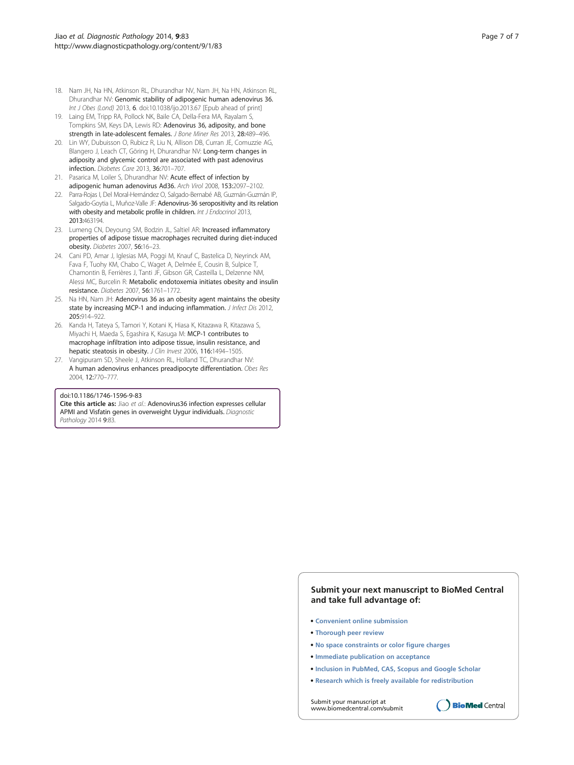18. Nam JH, Na HN, Atkinson RL, Dhurandhar NV, Nam JH, Na HN, Atkinson RL, Dhurandhar NV: **Genomic stability of adipogenic human adenovirus 36.** *Int J Obes (Lond)* 2013, **6**. doi:10.1038/ijo.2013.67 [Epub ahead of print]
19. Laing EM, Tripp RA, Pollock NK, Baile CA, Della-Fera MA, Rayalam S, Tompkins SM, Keys DA, Lewis RD: **Adenovirus 36, adiposity, and bone strength in late-adolescent females.** *J Bone Miner Res* 2013, **28**:489–496.
20. Lin WY, Dubuisson O, Rubicz R, Liu N, Allison DB, Curran JE, Comuzzie AG, Blangero J, Leach CT, Göring H, Dhurandhar NV: **Long-term changes in adiposity and glycemic control are associated with past adenovirus infection.** *Diabetes Care* 2013, **36**:701–707.
21. Pasarica M, Loiler S, Dhurandhar NV: **Acute effect of infection by adipogenic human adenovirus Ad36.** *Arch Virol* 2008, **153**:2097–2102.
22. Parra-Rojas I, Del Moral-Hernández O, Salgado-Bernabé AB, Guzmán-Guzmán IP, Salgado-Goytia L, Muñoz-Valle JF: **Adenovirus-36 seropositivity and its relation with obesity and metabolic profile in children.** *Int J Endocrinol* 2013, **2013**:463194.
23. Lumeng CN, Deyoung SM, Bodzin JL, Saltiel AR: **Increased inflammatory properties of adipose tissue macrophages recruited during diet-induced obesity.** *Diabetes* 2007, **56**:16–23.
24. Cani PD, Amar J, Iglesias MA, Poggi M, Knauf C, Bastelica D, Neyrinck AM, Fava F, Tuohy KM, Chabo C, Waget A, Delmée E, Cousin B, Sulpice T, Chamontin B, Ferrières J, Tanti JF, Gibson GR, Casteilla L, Delzenne NM, Alessi MC, Burcelin R: **Metabolic endotoxemia initiates obesity and insulin resistance.** *Diabetes* 2007, **56**:1761–1772.
25. Na HN, Nam JH: **Adenovirus 36 as an obesity agent maintains the obesity state by increasing MCP-1 and inducing inflammation.** *J Infect Dis* 2012, **205**:914–922.
26. Kanda H, Tateya S, Tamori Y, Kotani K, Hiasa K, Kitazawa R, Kitazawa S, Miyachi H, Maeda S, Egashira K, Kasuga M: **MCP-1 contributes to macrophage infiltration into adipose tissue, insulin resistance, and hepatic steatosis in obesity.** *J Clin Invest* 2006, **116**:1494–1505.
27. Vangipuram SD, Sheele J, Atkinson RL, Holland TC, Dhurandhar NV: **A human adenovirus enhances preadipocyte differentiation.** *Obes Res* 2004, **12**:770–777.

doi:10.1186/1746-1596-9-83
**Cite this article as:** Jiao *et al.*: Adenovirus36 infection expresses cellular APMI and Visfatin genes in overweight Uygur individuals. *Diagnostic Pathology* 2014 **9**:83.

**Submit your next manuscript to BioMed Central and take full advantage of:**

- **Convenient online submission**
- **Thorough peer review**
- **No space constraints or color figure charges**
- **Immediate publication on acceptance**
- **Inclusion in PubMed, CAS, Scopus and Google Scholar**
- **Research which is freely available for redistribution**

Submit your manuscript at
www.biomedcentral.com/submit

BioMed Central